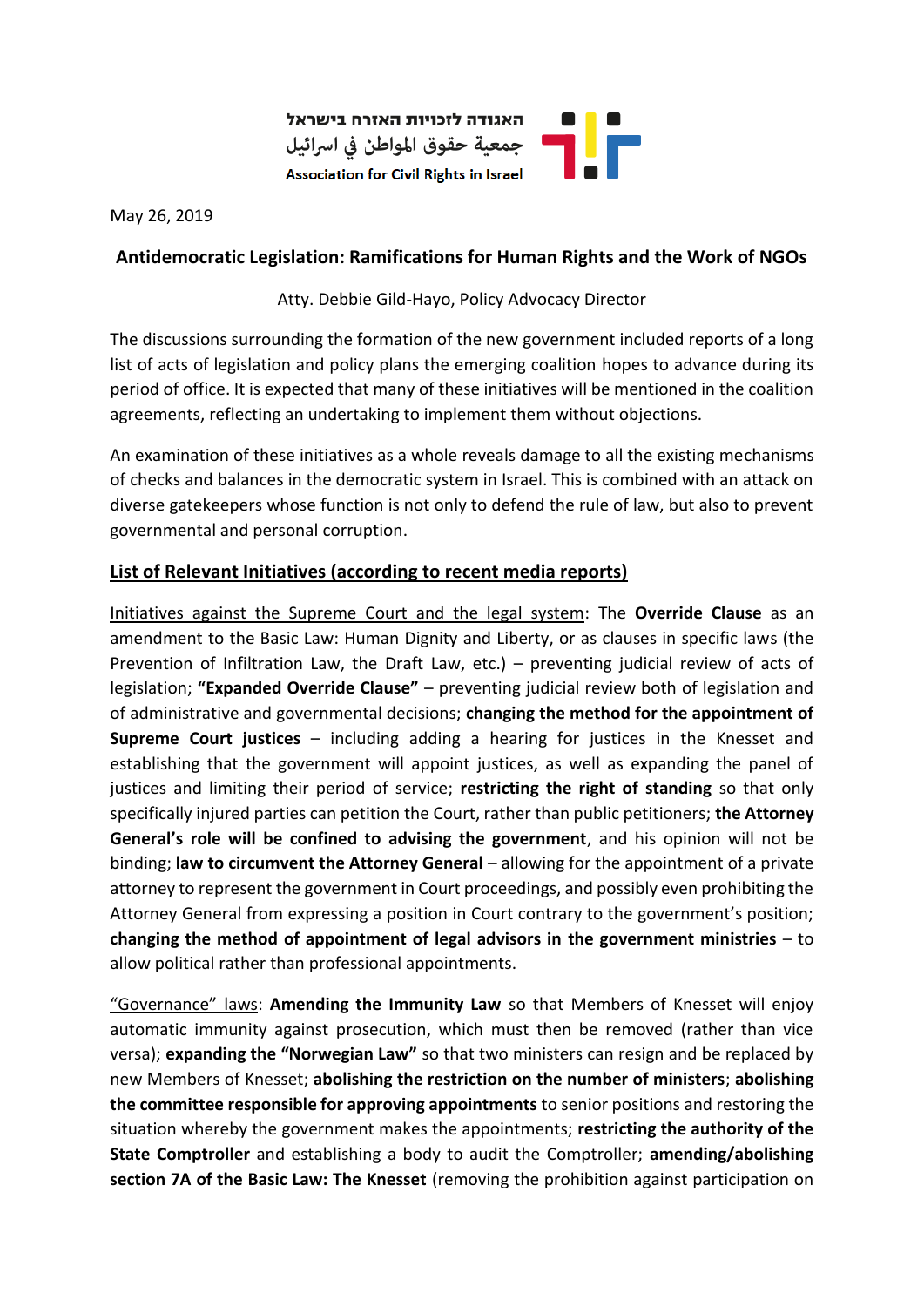האגודה לזכויות האזרח בישראל
جمعية حقوق المواطن في اسرائيل
Association for Civil Rights in Israel

May 26, 2019

## Antidemocratic Legislation: Ramifications for Human Rights and the Work of NGOs

Atty. Debbie Gild-Hayo, Policy Advocacy Director

The discussions surrounding the formation of the new government included reports of a long list of acts of legislation and policy plans the emerging coalition hopes to advance during its period of office. It is expected that many of these initiatives will be mentioned in the coalition agreements, reflecting an undertaking to implement them without objections.

An examination of these initiatives as a whole reveals damage to all the existing mechanisms of checks and balances in the democratic system in Israel. This is combined with an attack on diverse gatekeepers whose function is not only to defend the rule of law, but also to prevent governmental and personal corruption.

### List of Relevant Initiatives (according to recent media reports)

Initiatives against the Supreme Court and the legal system: The **Override Clause** as an amendment to the Basic Law: Human Dignity and Liberty, or as clauses in specific laws (the Prevention of Infiltration Law, the Draft Law, etc.) – preventing judicial review of acts of legislation; **"Expanded Override Clause"** – preventing judicial review both of legislation and of administrative and governmental decisions; **changing the method for the appointment of Supreme Court justices** – including adding a hearing for justices in the Knesset and establishing that the government will appoint justices, as well as expanding the panel of justices and limiting their period of service; **restricting the right of standing** so that only specifically injured parties can petition the Court, rather than public petitioners; **the Attorney General's role will be confined to advising the government**, and his opinion will not be binding; **law to circumvent the Attorney General** – allowing for the appointment of a private attorney to represent the government in Court proceedings, and possibly even prohibiting the Attorney General from expressing a position in Court contrary to the government's position; **changing the method of appointment of legal advisors in the government ministries** – to allow political rather than professional appointments.

"Governance" laws: **Amending the Immunity Law** so that Members of Knesset will enjoy automatic immunity against prosecution, which must then be removed (rather than vice versa); **expanding the "Norwegian Law"** so that two ministers can resign and be replaced by new Members of Knesset; **abolishing the restriction on the number of ministers**; **abolishing the committee responsible for approving appointments** to senior positions and restoring the situation whereby the government makes the appointments; **restricting the authority of the State Comptroller** and establishing a body to audit the Comptroller; **amending/abolishing section 7A of the Basic Law: The Knesset** (removing the prohibition against participation on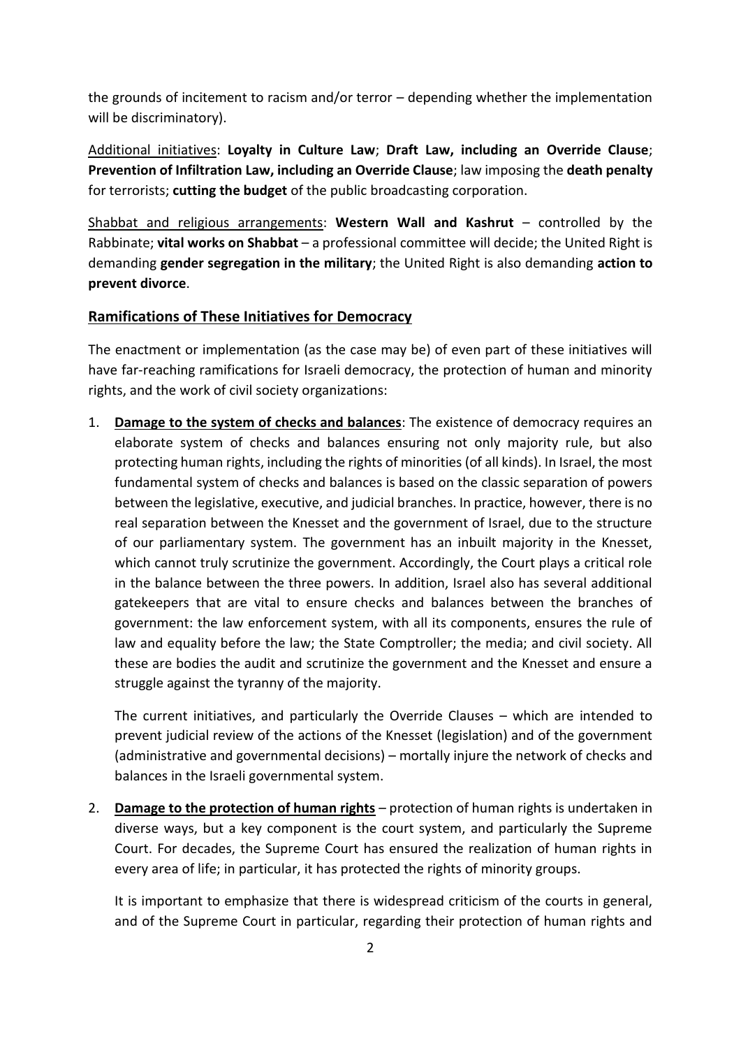the grounds of incitement to racism and/or terror – depending whether the implementation will be discriminatory).

Additional initiatives: **Loyalty in Culture Law**; **Draft Law, including an Override Clause**; **Prevention of Infiltration Law, including an Override Clause**; law imposing the **death penalty** for terrorists; **cutting the budget** of the public broadcasting corporation.

Shabbat and religious arrangements: **Western Wall and Kashrut** – controlled by the Rabbinate; **vital works on Shabbat** – a professional committee will decide; the United Right is demanding **gender segregation in the military**; the United Right is also demanding **action to prevent divorce**.

## Ramifications of These Initiatives for Democracy

The enactment or implementation (as the case may be) of even part of these initiatives will have far-reaching ramifications for Israeli democracy, the protection of human and minority rights, and the work of civil society organizations:

1. **Damage to the system of checks and balances**: The existence of democracy requires an elaborate system of checks and balances ensuring not only majority rule, but also protecting human rights, including the rights of minorities (of all kinds). In Israel, the most fundamental system of checks and balances is based on the classic separation of powers between the legislative, executive, and judicial branches. In practice, however, there is no real separation between the Knesset and the government of Israel, due to the structure of our parliamentary system. The government has an inbuilt majority in the Knesset, which cannot truly scrutinize the government. Accordingly, the Court plays a critical role in the balance between the three powers. In addition, Israel also has several additional gatekeepers that are vital to ensure checks and balances between the branches of government: the law enforcement system, with all its components, ensures the rule of law and equality before the law; the State Comptroller; the media; and civil society. All these are bodies the audit and scrutinize the government and the Knesset and ensure a struggle against the tyranny of the majority.

   The current initiatives, and particularly the Override Clauses – which are intended to prevent judicial review of the actions of the Knesset (legislation) and of the government (administrative and governmental decisions) – mortally injure the network of checks and balances in the Israeli governmental system.

2. **Damage to the protection of human rights** – protection of human rights is undertaken in diverse ways, but a key component is the court system, and particularly the Supreme Court. For decades, the Supreme Court has ensured the realization of human rights in every area of life; in particular, it has protected the rights of minority groups.

   It is important to emphasize that there is widespread criticism of the courts in general, and of the Supreme Court in particular, regarding their protection of human rights and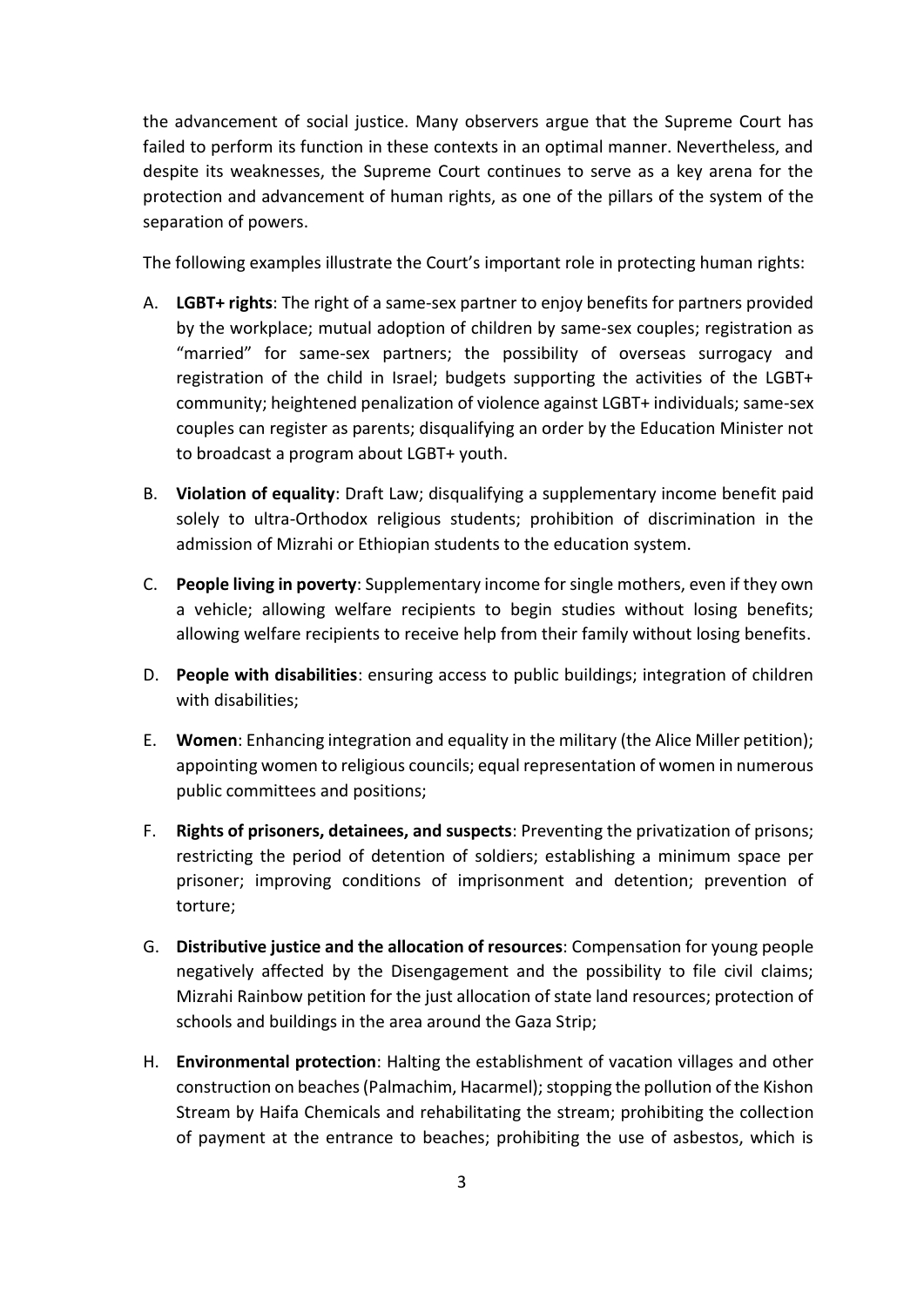the advancement of social justice. Many observers argue that the Supreme Court has failed to perform its function in these contexts in an optimal manner. Nevertheless, and despite its weaknesses, the Supreme Court continues to serve as a key arena for the protection and advancement of human rights, as one of the pillars of the system of the separation of powers.

The following examples illustrate the Court's important role in protecting human rights:

A. **LGBT+ rights**: The right of a same-sex partner to enjoy benefits for partners provided by the workplace; mutual adoption of children by same-sex couples; registration as "married" for same-sex partners; the possibility of overseas surrogacy and registration of the child in Israel; budgets supporting the activities of the LGBT+ community; heightened penalization of violence against LGBT+ individuals; same-sex couples can register as parents; disqualifying an order by the Education Minister not to broadcast a program about LGBT+ youth.

B. **Violation of equality**: Draft Law; disqualifying a supplementary income benefit paid solely to ultra-Orthodox religious students; prohibition of discrimination in the admission of Mizrahi or Ethiopian students to the education system.

C. **People living in poverty**: Supplementary income for single mothers, even if they own a vehicle; allowing welfare recipients to begin studies without losing benefits; allowing welfare recipients to receive help from their family without losing benefits.

D. **People with disabilities**: ensuring access to public buildings; integration of children with disabilities;

E. **Women**: Enhancing integration and equality in the military (the Alice Miller petition); appointing women to religious councils; equal representation of women in numerous public committees and positions;

F. **Rights of prisoners, detainees, and suspects**: Preventing the privatization of prisons; restricting the period of detention of soldiers; establishing a minimum space per prisoner; improving conditions of imprisonment and detention; prevention of torture;

G. **Distributive justice and the allocation of resources**: Compensation for young people negatively affected by the Disengagement and the possibility to file civil claims; Mizrahi Rainbow petition for the just allocation of state land resources; protection of schools and buildings in the area around the Gaza Strip;

H. **Environmental protection**: Halting the establishment of vacation villages and other construction on beaches (Palmachim, Hacarmel); stopping the pollution of the Kishon Stream by Haifa Chemicals and rehabilitating the stream; prohibiting the collection of payment at the entrance to beaches; prohibiting the use of asbestos, which is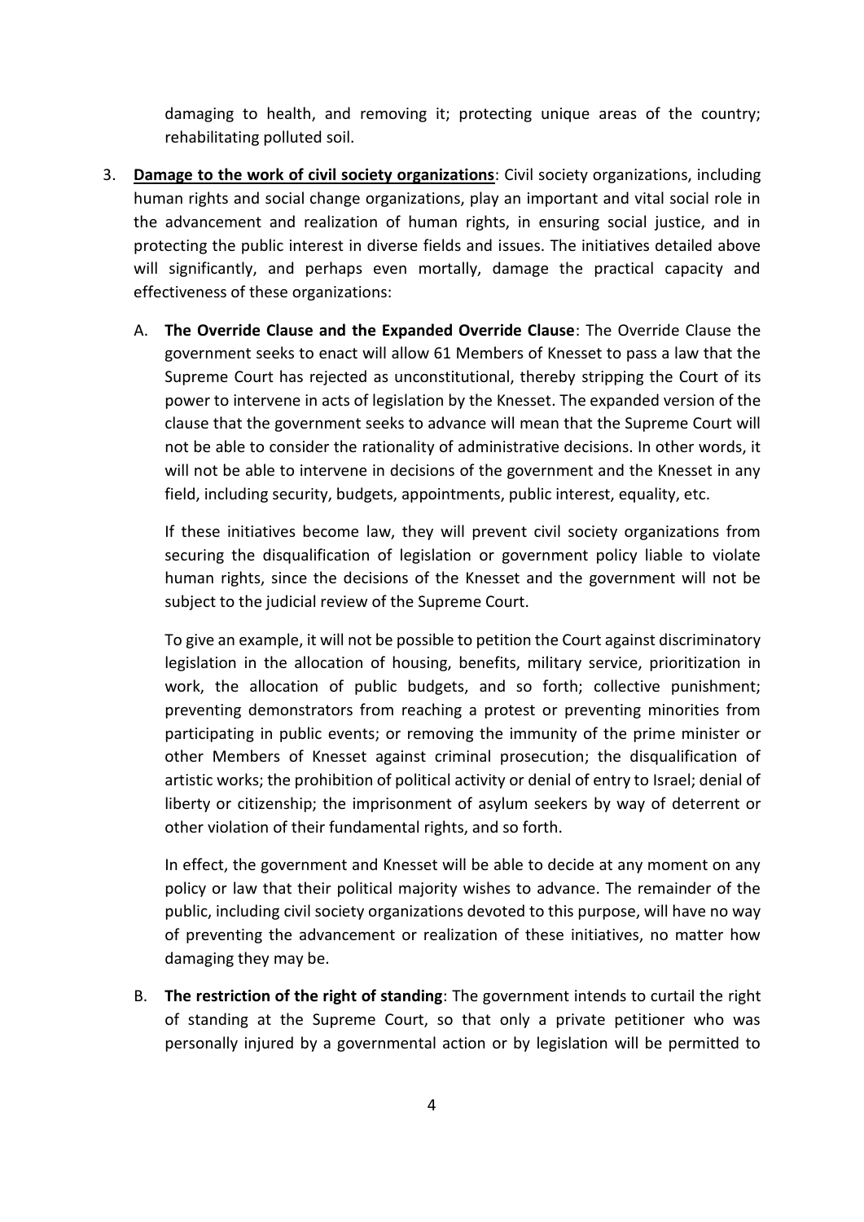damaging to health, and removing it; protecting unique areas of the country; rehabilitating polluted soil.

3. **<u>Damage to the work of civil society organizations</u>**: Civil society organizations, including human rights and social change organizations, play an important and vital social role in the advancement and realization of human rights, in ensuring social justice, and in protecting the public interest in diverse fields and issues. The initiatives detailed above will significantly, and perhaps even mortally, damage the practical capacity and effectiveness of these organizations:

   A. **The Override Clause and the Expanded Override Clause**: The Override Clause the government seeks to enact will allow 61 Members of Knesset to pass a law that the Supreme Court has rejected as unconstitutional, thereby stripping the Court of its power to intervene in acts of legislation by the Knesset. The expanded version of the clause that the government seeks to advance will mean that the Supreme Court will not be able to consider the rationality of administrative decisions. In other words, it will not be able to intervene in decisions of the government and the Knesset in any field, including security, budgets, appointments, public interest, equality, etc.

      If these initiatives become law, they will prevent civil society organizations from securing the disqualification of legislation or government policy liable to violate human rights, since the decisions of the Knesset and the government will not be subject to the judicial review of the Supreme Court.

      To give an example, it will not be possible to petition the Court against discriminatory legislation in the allocation of housing, benefits, military service, prioritization in work, the allocation of public budgets, and so forth; collective punishment; preventing demonstrators from reaching a protest or preventing minorities from participating in public events; or removing the immunity of the prime minister or other Members of Knesset against criminal prosecution; the disqualification of artistic works; the prohibition of political activity or denial of entry to Israel; denial of liberty or citizenship; the imprisonment of asylum seekers by way of deterrent or other violation of their fundamental rights, and so forth.

      In effect, the government and Knesset will be able to decide at any moment on any policy or law that their political majority wishes to advance. The remainder of the public, including civil society organizations devoted to this purpose, will have no way of preventing the advancement or realization of these initiatives, no matter how damaging they may be.

   B. **The restriction of the right of standing**: The government intends to curtail the right of standing at the Supreme Court, so that only a private petitioner who was personally injured by a governmental action or by legislation will be permitted to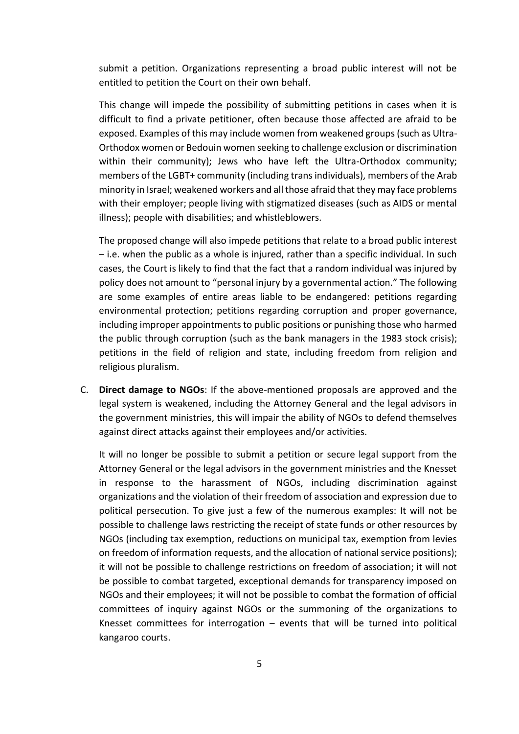submit a petition. Organizations representing a broad public interest will not be entitled to petition the Court on their own behalf.

This change will impede the possibility of submitting petitions in cases when it is difficult to find a private petitioner, often because those affected are afraid to be exposed. Examples of this may include women from weakened groups (such as Ultra-Orthodox women or Bedouin women seeking to challenge exclusion or discrimination within their community); Jews who have left the Ultra-Orthodox community; members of the LGBT+ community (including trans individuals), members of the Arab minority in Israel; weakened workers and all those afraid that they may face problems with their employer; people living with stigmatized diseases (such as AIDS or mental illness); people with disabilities; and whistleblowers.

The proposed change will also impede petitions that relate to a broad public interest – i.e. when the public as a whole is injured, rather than a specific individual. In such cases, the Court is likely to find that the fact that a random individual was injured by policy does not amount to "personal injury by a governmental action." The following are some examples of entire areas liable to be endangered: petitions regarding environmental protection; petitions regarding corruption and proper governance, including improper appointments to public positions or punishing those who harmed the public through corruption (such as the bank managers in the 1983 stock crisis); petitions in the field of religion and state, including freedom from religion and religious pluralism.

C. **Direct damage to NGOs**: If the above-mentioned proposals are approved and the legal system is weakened, including the Attorney General and the legal advisors in the government ministries, this will impair the ability of NGOs to defend themselves against direct attacks against their employees and/or activities.

   It will no longer be possible to submit a petition or secure legal support from the Attorney General or the legal advisors in the government ministries and the Knesset in response to the harassment of NGOs, including discrimination against organizations and the violation of their freedom of association and expression due to political persecution. To give just a few of the numerous examples: It will not be possible to challenge laws restricting the receipt of state funds or other resources by NGOs (including tax exemption, reductions on municipal tax, exemption from levies on freedom of information requests, and the allocation of national service positions); it will not be possible to challenge restrictions on freedom of association; it will not be possible to combat targeted, exceptional demands for transparency imposed on NGOs and their employees; it will not be possible to combat the formation of official committees of inquiry against NGOs or the summoning of the organizations to Knesset committees for interrogation – events that will be turned into political kangaroo courts.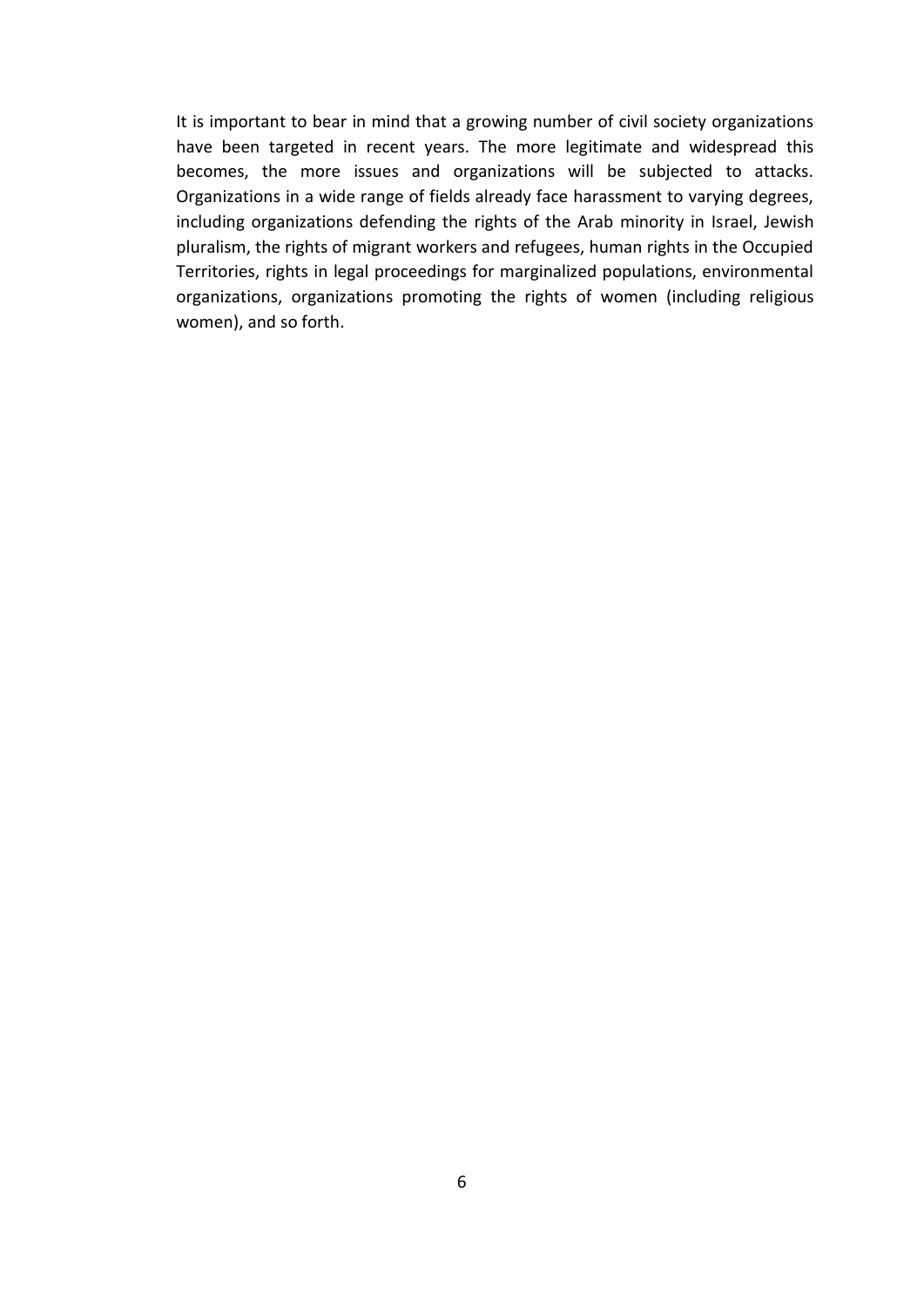It is important to bear in mind that a growing number of civil society organizations have been targeted in recent years. The more legitimate and widespread this becomes, the more issues and organizations will be subjected to attacks. Organizations in a wide range of fields already face harassment to varying degrees, including organizations defending the rights of the Arab minority in Israel, Jewish pluralism, the rights of migrant workers and refugees, human rights in the Occupied Territories, rights in legal proceedings for marginalized populations, environmental organizations, organizations promoting the rights of women (including religious women), and so forth.